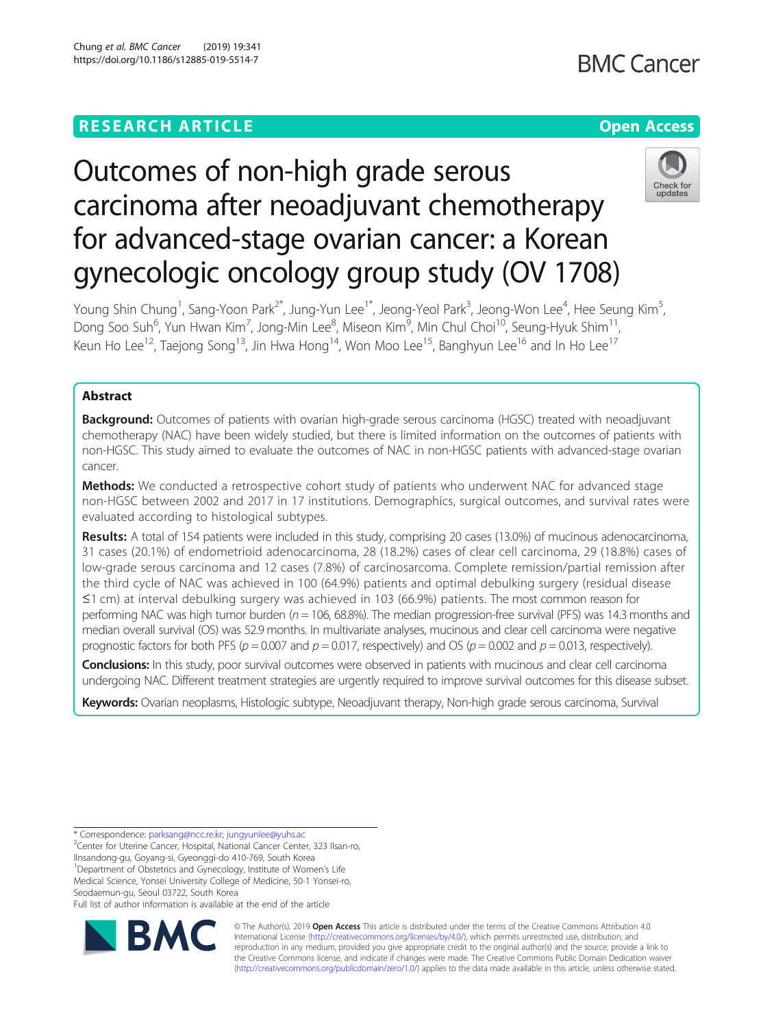RESEARCH ARTICLE

Open Access

# Outcomes of non-high grade serous carcinoma after neoadjuvant chemotherapy for advanced-stage ovarian cancer: a Korean gynecologic oncology group study (OV 1708)

Young Shin Chung[1], Sang-Yoon Park[2*], Jung-Yun Lee[1*], Jeong-Yeol Park[3], Jeong-Won Lee[4], Hee Seung Kim[5], Dong Soo Suh[6], Yun Hwan Kim[7], Jong-Min Lee[8], Miseon Kim[9], Min Chul Choi[10], Seung-Hyuk Shim[11], Keun Ho Lee[12], Taejong Song[13], Jin Hwa Hong[14], Won Moo Lee[15], Banghyun Lee[16] and In Ho Lee[17]

## Abstract

**Background:** Outcomes of patients with ovarian high-grade serous carcinoma (HGSC) treated with neoadjuvant chemotherapy (NAC) have been widely studied, but there is limited information on the outcomes of patients with non-HGSC. This study aimed to evaluate the outcomes of NAC in non-HGSC patients with advanced-stage ovarian cancer.

**Methods:** We conducted a retrospective cohort study of patients who underwent NAC for advanced stage non-HGSC between 2002 and 2017 in 17 institutions. Demographics, surgical outcomes, and survival rates were evaluated according to histological subtypes.

**Results:** A total of 154 patients were included in this study, comprising 20 cases (13.0%) of mucinous adenocarcinoma, 31 cases (20.1%) of endometrioid adenocarcinoma, 28 (18.2%) cases of clear cell carcinoma, 29 (18.8%) cases of low-grade serous carcinoma and 12 cases (7.8%) of carcinosarcoma. Complete remission/partial remission after the third cycle of NAC was achieved in 100 (64.9%) patients and optimal debulking surgery (residual disease ≤1 cm) at interval debulking surgery was achieved in 103 (66.9%) patients. The most common reason for performing NAC was high tumor burden ($n = 106$, 68.8%). The median progression-free survival (PFS) was 14.3 months and median overall survival (OS) was 52.9 months. In multivariate analyses, mucinous and clear cell carcinoma were negative prognostic factors for both PFS ($p = 0.007$ and $p = 0.017$, respectively) and OS ($p = 0.002$ and $p = 0.013$, respectively).

**Conclusions:** In this study, poor survival outcomes were observed in patients with mucinous and clear cell carcinoma undergoing NAC. Different treatment strategies are urgently required to improve survival outcomes for this disease subset.

**Keywords:** Ovarian neoplasms, Histologic subtype, Neoadjuvant therapy, Non-high grade serous carcinoma, Survival

---

\* Correspondence: parksang@ncc.re.kr; jungyunlee@yuhs.ac
[2]Center for Uterine Cancer, Hospital, National Cancer Center, 323 Ilsan-ro, Ilnsandong-gu, Goyang-si, Gyeonggi-do 410-769, South Korea
[1]Department of Obstetrics and Gynecology, Institute of Women's Life Medical Science, Yonsei University College of Medicine, 50-1 Yonsei-ro, Seodaemun-gu, Seoul 03722, South Korea
Full list of author information is available at the end of the article

© The Author(s). 2019 **Open Access** This article is distributed under the terms of the Creative Commons Attribution 4.0 International License (http://creativecommons.org/licenses/by/4.0/), which permits unrestricted use, distribution, and reproduction in any medium, provided you give appropriate credit to the original author(s) and the source, provide a link to the Creative Commons license, and indicate if changes were made. The Creative Commons Public Domain Dedication waiver (http://creativecommons.org/publicdomain/zero/1.0/) applies to the data made available in this article, unless otherwise stated.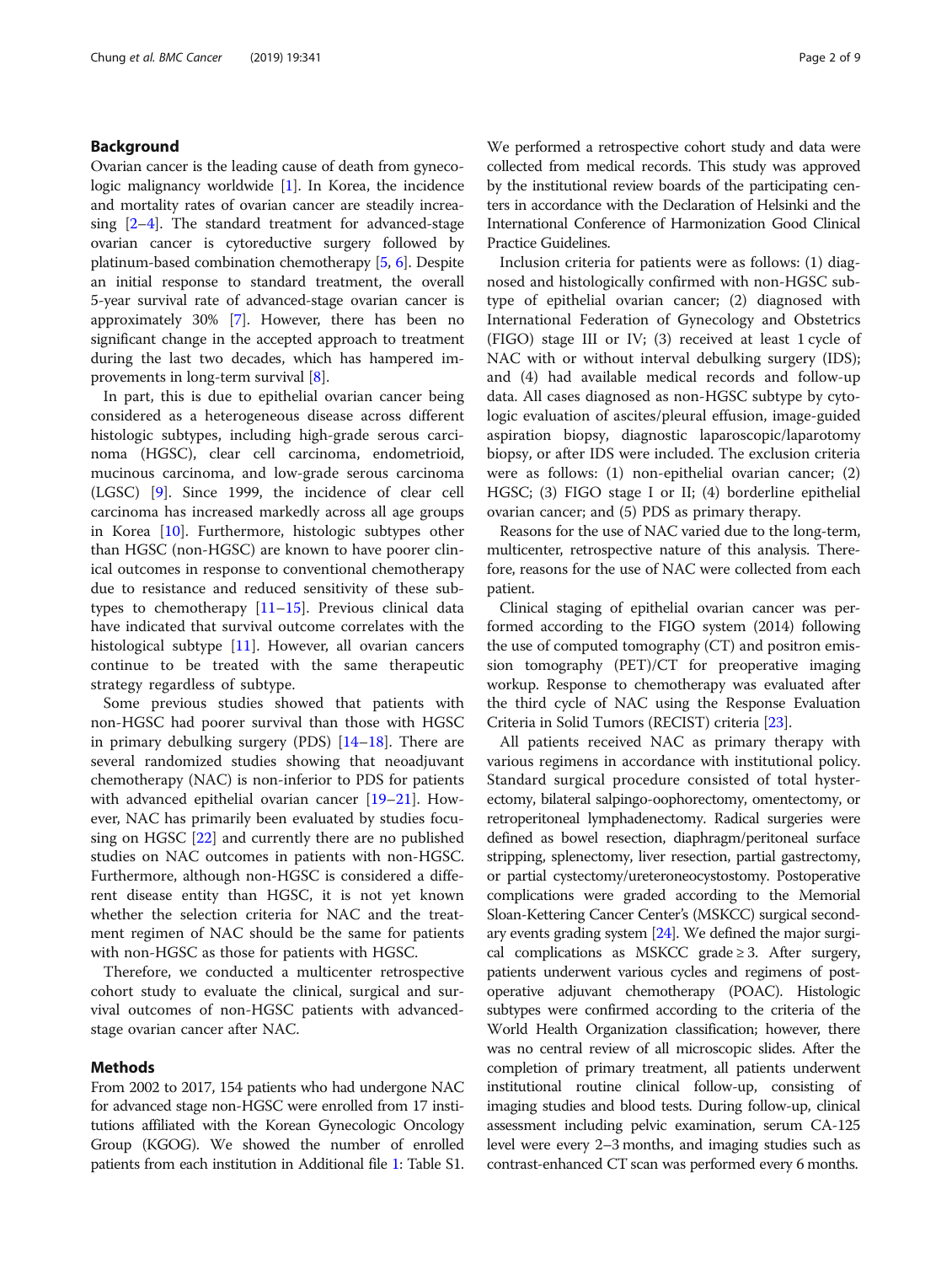## Background

Ovarian cancer is the leading cause of death from gynecologic malignancy worldwide [1]. In Korea, the incidence and mortality rates of ovarian cancer are steadily increasing [2–4]. The standard treatment for advanced-stage ovarian cancer is cytoreductive surgery followed by platinum-based combination chemotherapy [5, 6]. Despite an initial response to standard treatment, the overall 5-year survival rate of advanced-stage ovarian cancer is approximately 30% [7]. However, there has been no significant change in the accepted approach to treatment during the last two decades, which has hampered improvements in long-term survival [8].

In part, this is due to epithelial ovarian cancer being considered as a heterogeneous disease across different histologic subtypes, including high-grade serous carcinoma (HGSC), clear cell carcinoma, endometrioid, mucinous carcinoma, and low-grade serous carcinoma (LGSC) [9]. Since 1999, the incidence of clear cell carcinoma has increased markedly across all age groups in Korea [10]. Furthermore, histologic subtypes other than HGSC (non-HGSC) are known to have poorer clinical outcomes in response to conventional chemotherapy due to resistance and reduced sensitivity of these subtypes to chemotherapy [11–15]. Previous clinical data have indicated that survival outcome correlates with the histological subtype [11]. However, all ovarian cancers continue to be treated with the same therapeutic strategy regardless of subtype.

Some previous studies showed that patients with non-HGSC had poorer survival than those with HGSC in primary debulking surgery (PDS) [14–18]. There are several randomized studies showing that neoadjuvant chemotherapy (NAC) is non-inferior to PDS for patients with advanced epithelial ovarian cancer [19–21]. However, NAC has primarily been evaluated by studies focusing on HGSC [22] and currently there are no published studies on NAC outcomes in patients with non-HGSC. Furthermore, although non-HGSC is considered a different disease entity than HGSC, it is not yet known whether the selection criteria for NAC and the treatment regimen of NAC should be the same for patients with non-HGSC as those for patients with HGSC.

Therefore, we conducted a multicenter retrospective cohort study to evaluate the clinical, surgical and survival outcomes of non-HGSC patients with advanced-stage ovarian cancer after NAC.

## Methods

From 2002 to 2017, 154 patients who had undergone NAC for advanced stage non-HGSC were enrolled from 17 institutions affiliated with the Korean Gynecologic Oncology Group (KGOG). We showed the number of enrolled patients from each institution in Additional file 1: Table S1. We performed a retrospective cohort study and data were collected from medical records. This study was approved by the institutional review boards of the participating centers in accordance with the Declaration of Helsinki and the International Conference of Harmonization Good Clinical Practice Guidelines.

Inclusion criteria for patients were as follows: (1) diagnosed and histologically confirmed with non-HGSC subtype of epithelial ovarian cancer; (2) diagnosed with International Federation of Gynecology and Obstetrics (FIGO) stage III or IV; (3) received at least 1 cycle of NAC with or without interval debulking surgery (IDS); and (4) had available medical records and follow-up data. All cases diagnosed as non-HGSC subtype by cytologic evaluation of ascites/pleural effusion, image-guided aspiration biopsy, diagnostic laparoscopic/laparotomy biopsy, or after IDS were included. The exclusion criteria were as follows: (1) non-epithelial ovarian cancer; (2) HGSC; (3) FIGO stage I or II; (4) borderline epithelial ovarian cancer; and (5) PDS as primary therapy.

Reasons for the use of NAC varied due to the long-term, multicenter, retrospective nature of this analysis. Therefore, reasons for the use of NAC were collected from each patient.

Clinical staging of epithelial ovarian cancer was performed according to the FIGO system (2014) following the use of computed tomography (CT) and positron emission tomography (PET)/CT for preoperative imaging workup. Response to chemotherapy was evaluated after the third cycle of NAC using the Response Evaluation Criteria in Solid Tumors (RECIST) criteria [23].

All patients received NAC as primary therapy with various regimens in accordance with institutional policy. Standard surgical procedure consisted of total hysterectomy, bilateral salpingo-oophorectomy, omentectomy, or retroperitoneal lymphadenectomy. Radical surgeries were defined as bowel resection, diaphragm/peritoneal surface stripping, splenectomy, liver resection, partial gastrectomy, or partial cystectomy/ureteroneocystostomy. Postoperative complications were graded according to the Memorial Sloan-Kettering Cancer Center's (MSKCC) surgical secondary events grading system [24]. We defined the major surgical complications as MSKCC grade ≥ 3. After surgery, patients underwent various cycles and regimens of postoperative adjuvant chemotherapy (POAC). Histologic subtypes were confirmed according to the criteria of the World Health Organization classification; however, there was no central review of all microscopic slides. After the completion of primary treatment, all patients underwent institutional routine clinical follow-up, consisting of imaging studies and blood tests. During follow-up, clinical assessment including pelvic examination, serum CA-125 level were every 2–3 months, and imaging studies such as contrast-enhanced CT scan was performed every 6 months.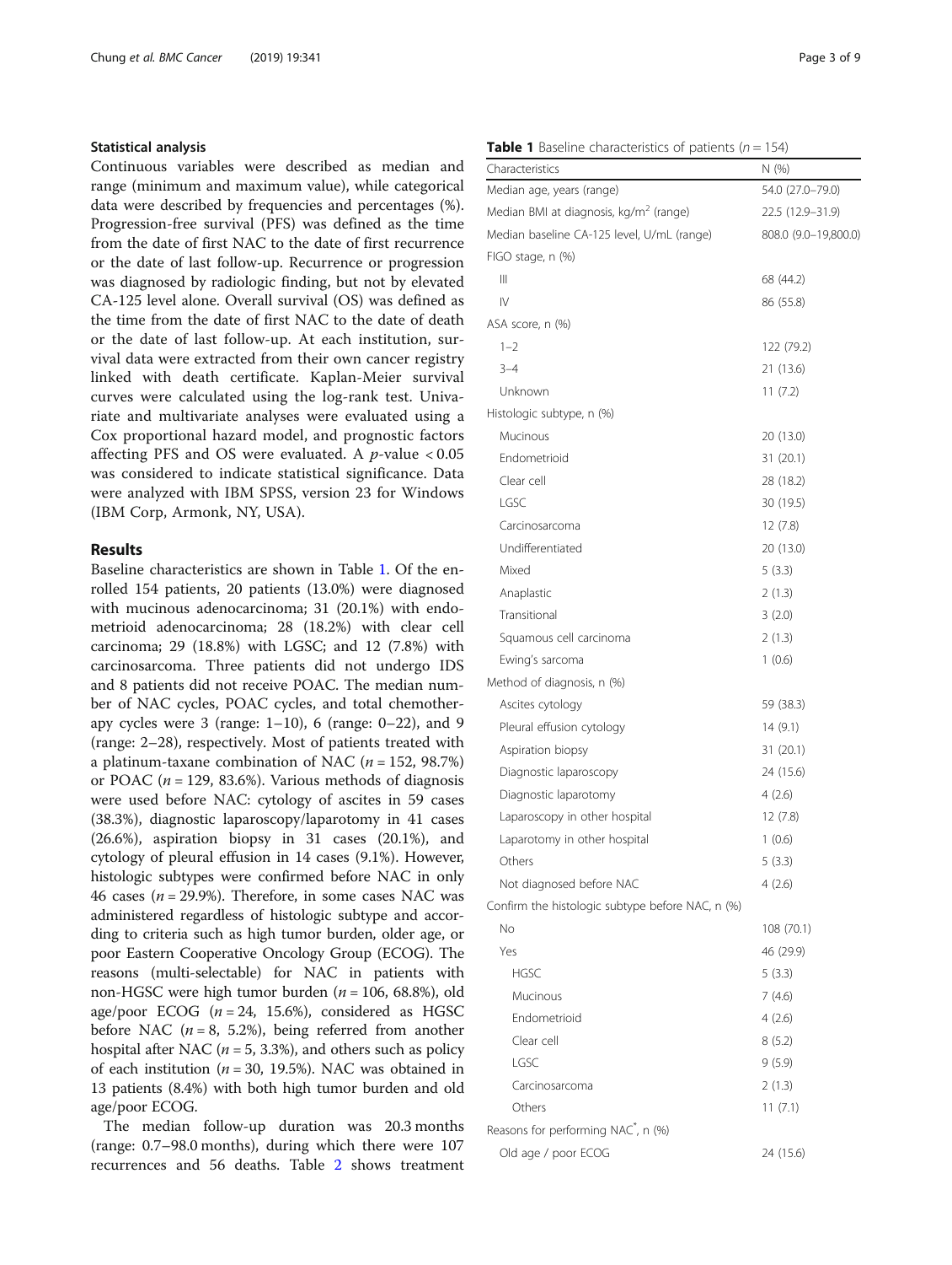## Statistical analysis

Continuous variables were described as median and range (minimum and maximum value), while categorical data were described by frequencies and percentages (%). Progression-free survival (PFS) was defined as the time from the date of first NAC to the date of first recurrence or the date of last follow-up. Recurrence or progression was diagnosed by radiologic finding, but not by elevated CA-125 level alone. Overall survival (OS) was defined as the time from the date of first NAC to the date of death or the date of last follow-up. At each institution, survival data were extracted from their own cancer registry linked with death certificate. Kaplan-Meier survival curves were calculated using the log-rank test. Univariate and multivariate analyses were evaluated using a Cox proportional hazard model, and prognostic factors affecting PFS and OS were evaluated. A $p$-value $< 0.05$ was considered to indicate statistical significance. Data were analyzed with IBM SPSS, version 23 for Windows (IBM Corp, Armonk, NY, USA).

## Results

Baseline characteristics are shown in Table 1. Of the enrolled 154 patients, 20 patients (13.0%) were diagnosed with mucinous adenocarcinoma; 31 (20.1%) with endometrioid adenocarcinoma; 28 (18.2%) with clear cell carcinoma; 29 (18.8%) with LGSC; and 12 (7.8%) with carcinosarcoma. Three patients did not undergo IDS and 8 patients did not receive POAC. The median number of NAC cycles, POAC cycles, and total chemotherapy cycles were 3 (range: 1–10), 6 (range: 0–22), and 9 (range: 2–28), respectively. Most of patients treated with a platinum-taxane combination of NAC ($n = 152$, 98.7%) or POAC ($n = 129$, 83.6%). Various methods of diagnosis were used before NAC: cytology of ascites in 59 cases (38.3%), diagnostic laparoscopy/laparotomy in 41 cases (26.6%), aspiration biopsy in 31 cases (20.1%), and cytology of pleural effusion in 14 cases (9.1%). However, histologic subtypes were confirmed before NAC in only 46 cases ($n = 29.9\%$). Therefore, in some cases NAC was administered regardless of histologic subtype and according to criteria such as high tumor burden, older age, or poor Eastern Cooperative Oncology Group (ECOG). The reasons (multi-selectable) for NAC in patients with non-HGSC were high tumor burden ($n = 106$, 68.8%), old age/poor ECOG ($n = 24$, 15.6%), considered as HGSC before NAC ($n = 8$, 5.2%), being referred from another hospital after NAC ($n = 5$, 3.3%), and others such as policy of each institution ($n = 30$, 19.5%). NAC was obtained in 13 patients (8.4%) with both high tumor burden and old age/poor ECOG.

The median follow-up duration was 20.3 months (range: 0.7–98.0 months), during which there were 107 recurrences and 56 deaths. Table 2 shows treatment

**Table 1** Baseline characteristics of patients ($n = 154$)

| Characteristics | N (%) |
|---|---|
| Median age, years (range) | 54.0 (27.0–79.0) |
| Median BMI at diagnosis, kg/m$^2$ (range) | 22.5 (12.9–31.9) |
| Median baseline CA-125 level, U/mL (range) | 808.0 (9.0–19,800.0) |
| FIGO stage, n (%) | |
| III | 68 (44.2) |
| IV | 86 (55.8) |
| ASA score, n (%) | |
| 1–2 | 122 (79.2) |
| 3–4 | 21 (13.6) |
| Unknown | 11 (7.2) |
| Histologic subtype, n (%) | |
| Mucinous | 20 (13.0) |
| Endometrioid | 31 (20.1) |
| Clear cell | 28 (18.2) |
| LGSC | 30 (19.5) |
| Carcinosarcoma | 12 (7.8) |
| Undifferentiated | 20 (13.0) |
| Mixed | 5 (3.3) |
| Anaplastic | 2 (1.3) |
| Transitional | 3 (2.0) |
| Squamous cell carcinoma | 2 (1.3) |
| Ewing's sarcoma | 1 (0.6) |
| Method of diagnosis, n (%) | |
| Ascites cytology | 59 (38.3) |
| Pleural effusion cytology | 14 (9.1) |
| Aspiration biopsy | 31 (20.1) |
| Diagnostic laparoscopy | 24 (15.6) |
| Diagnostic laparotomy | 4 (2.6) |
| Laparoscopy in other hospital | 12 (7.8) |
| Laparotomy in other hospital | 1 (0.6) |
| Others | 5 (3.3) |
| Not diagnosed before NAC | 4 (2.6) |
| Confirm the histologic subtype before NAC, n (%) | |
| No | 108 (70.1) |
| Yes | 46 (29.9) |
| HGSC | 5 (3.3) |
| Mucinous | 7 (4.6) |
| Endometrioid | 4 (2.6) |
| Clear cell | 8 (5.2) |
| LGSC | 9 (5.9) |
| Carcinosarcoma | 2 (1.3) |
| Others | 11 (7.1) |
| Reasons for performing NAC*, n (%) | |
| Old age / poor ECOG | 24 (15.6) |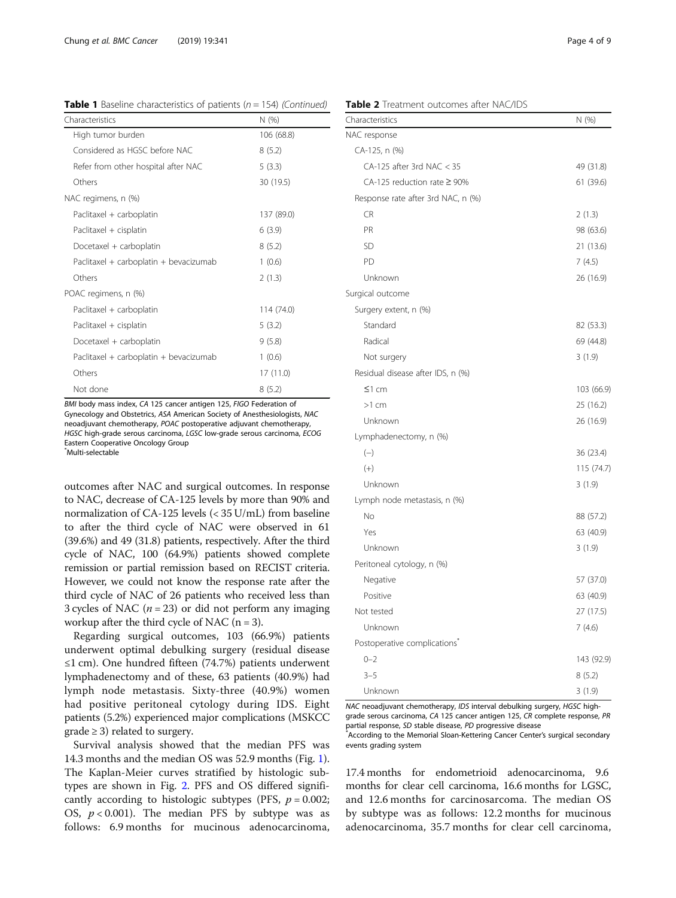**Table 1** Baseline characteristics of patients ($n = 154$) *(Continued)*

| Characteristics | N (%) |
|---|---|
| High tumor burden | 106 (68.8) |
| Considered as HGSC before NAC | 8 (5.2) |
| Refer from other hospital after NAC | 5 (3.3) |
| Others | 30 (19.5) |
| NAC regimens, n (%) | |
| Paclitaxel + carboplatin | 137 (89.0) |
| Paclitaxel + cisplatin | 6 (3.9) |
| Docetaxel + carboplatin | 8 (5.2) |
| Paclitaxel + carboplatin + bevacizumab | 1 (0.6) |
| Others | 2 (1.3) |
| POAC regimens, n (%) | |
| Paclitaxel + carboplatin | 114 (74.0) |
| Paclitaxel + cisplatin | 5 (3.2) |
| Docetaxel + carboplatin | 9 (5.8) |
| Paclitaxel + carboplatin + bevacizumab | 1 (0.6) |
| Others | 17 (11.0) |
| Not done | 8 (5.2) |

*BMI* body mass index, *CA 125* cancer antigen 125, *FIGO* Federation of Gynecology and Obstetrics, *ASA* American Society of Anesthesiologists, *NAC* neoadjuvant chemotherapy, *POAC* postoperative adjuvant chemotherapy, *HGSC* high-grade serous carcinoma, *LGSC* low-grade serous carcinoma, *ECOG* Eastern Cooperative Oncology Group
*Multi-selectable

outcomes after NAC and surgical outcomes. In response to NAC, decrease of CA-125 levels by more than 90% and normalization of CA-125 levels (< 35 U/mL) from baseline to after the third cycle of NAC were observed in 61 (39.6%) and 49 (31.8) patients, respectively. After the third cycle of NAC, 100 (64.9%) patients showed complete remission or partial remission based on RECIST criteria. However, we could not know the response rate after the third cycle of NAC of 26 patients who received less than 3 cycles of NAC ($n = 23$) or did not perform any imaging workup after the third cycle of NAC ($n = 3$).

Regarding surgical outcomes, 103 (66.9%) patients underwent optimal debulking surgery (residual disease ≤1 cm). One hundred fifteen (74.7%) patients underwent lymphadenectomy and of these, 63 patients (40.9%) had lymph node metastasis. Sixty-three (40.9%) women had positive peritoneal cytology during IDS. Eight patients (5.2%) experienced major complications (MSKCC grade ≥ 3) related to surgery.

Survival analysis showed that the median PFS was 14.3 months and the median OS was 52.9 months (Fig. 1). The Kaplan-Meier curves stratified by histologic subtypes are shown in Fig. 2. PFS and OS differed significantly according to histologic subtypes (PFS, $p = 0.002$; OS, $p < 0.001$). The median PFS by subtype was as follows: 6.9 months for mucinous adenocarcinoma, 17.4 months for endometrioid adenocarcinoma, 9.6 months for clear cell carcinoma, 16.6 months for LGSC, and 12.6 months for carcinosarcoma. The median OS by subtype was as follows: 12.2 months for mucinous adenocarcinoma, 35.7 months for clear cell carcinoma,

**Table 2** Treatment outcomes after NAC/IDS

| Characteristics | N (%) |
|---|---|
| NAC response | |
| CA-125, n (%) | |
| CA-125 after 3rd NAC < 35 | 49 (31.8) |
| CA-125 reduction rate ≥ 90% | 61 (39.6) |
| Response rate after 3rd NAC, n (%) | |
| CR | 2 (1.3) |
| PR | 98 (63.6) |
| SD | 21 (13.6) |
| PD | 7 (4.5) |
| Unknown | 26 (16.9) |
| Surgical outcome | |
| Surgery extent, n (%) | |
| Standard | 82 (53.3) |
| Radical | 69 (44.8) |
| Not surgery | 3 (1.9) |
| Residual disease after IDS, n (%) | |
| ≤1 cm | 103 (66.9) |
| >1 cm | 25 (16.2) |
| Unknown | 26 (16.9) |
| Lymphadenectomy, n (%) | |
| (−) | 36 (23.4) |
| (+) | 115 (74.7) |
| Unknown | 3 (1.9) |
| Lymph node metastasis, n (%) | |
| No | 88 (57.2) |
| Yes | 63 (40.9) |
| Unknown | 3 (1.9) |
| Peritoneal cytology, n (%) | |
| Negative | 57 (37.0) |
| Positive | 63 (40.9) |
| Not tested | 27 (17.5) |
| Unknown | 7 (4.6) |
| Postoperative complications* | |
| 0–2 | 143 (92.9) |
| 3–5 | 8 (5.2) |
| Unknown | 3 (1.9) |

*NAC* neoadjuvant chemotherapy, *IDS* interval debulking surgery, *HGSC* high-grade serous carcinoma, *CA 125* cancer antigen 125, *CR* complete response, *PR* partial response, *SD* stable disease, *PD* progressive disease
*According to the Memorial Sloan-Kettering Cancer Center's surgical secondary events grading system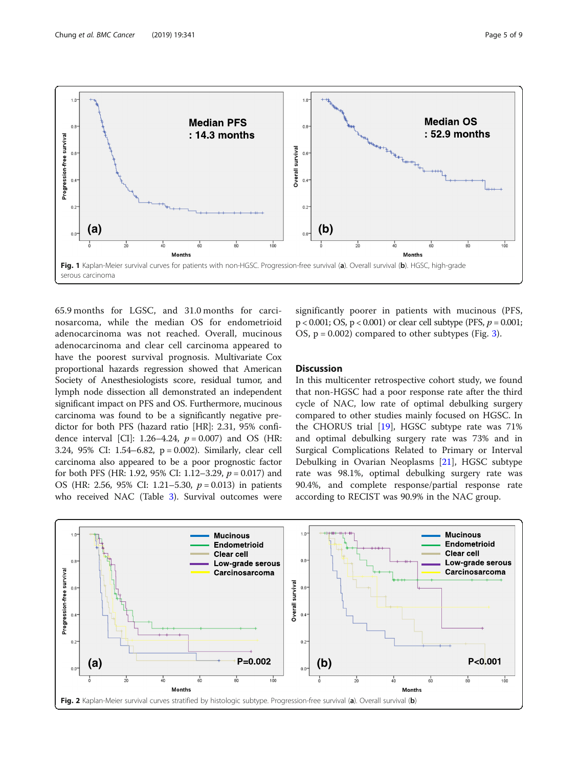Fig. 1 Kaplan-Meier survival curves for patients with non-HGSC. Progression-free survival (**a**). Overall survival (**b**). HGSC, high-grade serous carcinoma

65.9 months for LGSC, and 31.0 months for carcinosarcoma, while the median OS for endometrioid adenocarcinoma was not reached. Overall, mucinous adenocarcinoma and clear cell carcinoma appeared to have the poorest survival prognosis. Multivariate Cox proportional hazards regression showed that American Society of Anesthesiologists score, residual tumor, and lymph node dissection all demonstrated an independent significant impact on PFS and OS. Furthermore, mucinous carcinoma was found to be a significantly negative predictor for both PFS (hazard ratio [HR]: 2.31, 95% confidence interval [CI]: 1.26–4.24, $p = 0.007$) and OS (HR: 3.24, 95% CI: 1.54–6.82, $p = 0.002$). Similarly, clear cell carcinoma also appeared to be a poor prognostic factor for both PFS (HR: 1.92, 95% CI: 1.12–3.29, $p = 0.017$) and OS (HR: 2.56, 95% CI: 1.21–5.30, $p = 0.013$) in patients who received NAC (Table 3). Survival outcomes were significantly poorer in patients with mucinous (PFS, $p < 0.001$; OS, $p < 0.001$) or clear cell subtype (PFS, $p = 0.001$; OS, $p = 0.002$) compared to other subtypes (Fig. 3).

## Discussion

In this multicenter retrospective cohort study, we found that non-HGSC had a poor response rate after the third cycle of NAC, low rate of optimal debulking surgery compared to other studies mainly focused on HGSC. In the CHORUS trial [19], HGSC subtype rate was 71% and optimal debulking surgery rate was 73% and in Surgical Complications Related to Primary or Interval Debulking in Ovarian Neoplasms [21], HGSC subtype rate was 98.1%, optimal debulking surgery rate was 90.4%, and complete response/partial response rate according to RECIST was 90.9% in the NAC group.

Fig. 2 Kaplan-Meier survival curves stratified by histologic subtype. Progression-free survival (**a**). Overall survival (**b**)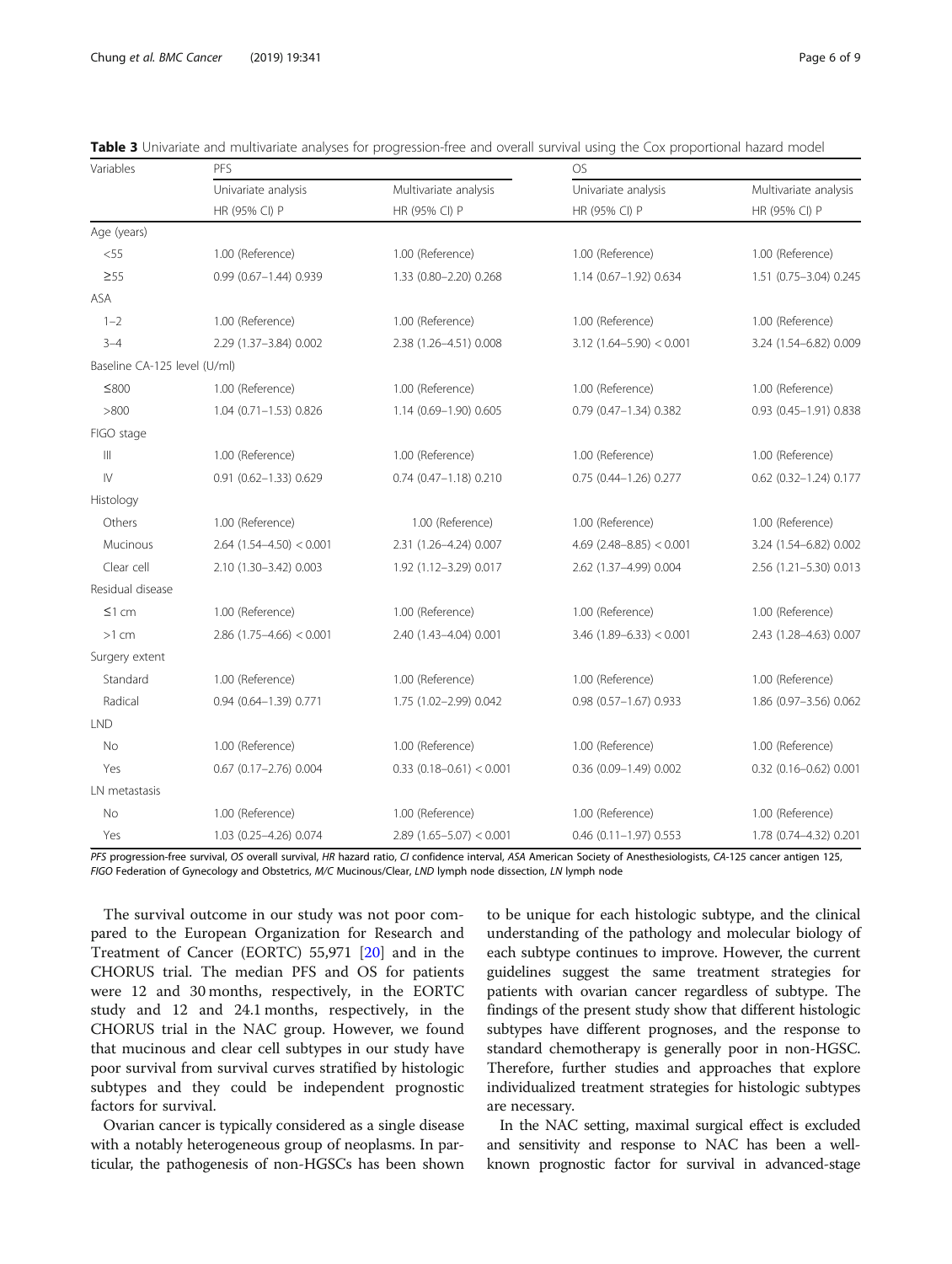**Table 3** Univariate and multivariate analyses for progression-free and overall survival using the Cox proportional hazard model

| Variables | PFS | | OS | |
|---|---|---|---|---|
| | Univariate analysis | Multivariate analysis | Univariate analysis | Multivariate analysis |
| | HR (95% CI) P | HR (95% CI) P | HR (95% CI) P | HR (95% CI) P |
| Age (years) | | | | |
| <55 | 1.00 (Reference) | 1.00 (Reference) | 1.00 (Reference) | 1.00 (Reference) |
| ≥55 | 0.99 (0.67–1.44) 0.939 | 1.33 (0.80–2.20) 0.268 | 1.14 (0.67–1.92) 0.634 | 1.51 (0.75–3.04) 0.245 |
| ASA | | | | |
| 1–2 | 1.00 (Reference) | 1.00 (Reference) | 1.00 (Reference) | 1.00 (Reference) |
| 3–4 | 2.29 (1.37–3.84) 0.002 | 2.38 (1.26–4.51) 0.008 | 3.12 (1.64–5.90) < 0.001 | 3.24 (1.54–6.82) 0.009 |
| Baseline CA-125 level (U/ml) | | | | |
| ≤800 | 1.00 (Reference) | 1.00 (Reference) | 1.00 (Reference) | 1.00 (Reference) |
| >800 | 1.04 (0.71–1.53) 0.826 | 1.14 (0.69–1.90) 0.605 | 0.79 (0.47–1.34) 0.382 | 0.93 (0.45–1.91) 0.838 |
| FIGO stage | | | | |
| III | 1.00 (Reference) | 1.00 (Reference) | 1.00 (Reference) | 1.00 (Reference) |
| IV | 0.91 (0.62–1.33) 0.629 | 0.74 (0.47–1.18) 0.210 | 0.75 (0.44–1.26) 0.277 | 0.62 (0.32–1.24) 0.177 |
| Histology | | | | |
| Others | 1.00 (Reference) | 1.00 (Reference) | 1.00 (Reference) | 1.00 (Reference) |
| Mucinous | 2.64 (1.54–4.50) < 0.001 | 2.31 (1.26–4.24) 0.007 | 4.69 (2.48–8.85) < 0.001 | 3.24 (1.54–6.82) 0.002 |
| Clear cell | 2.10 (1.30–3.42) 0.003 | 1.92 (1.12–3.29) 0.017 | 2.62 (1.37–4.99) 0.004 | 2.56 (1.21–5.30) 0.013 |
| Residual disease | | | | |
| ≤1 cm | 1.00 (Reference) | 1.00 (Reference) | 1.00 (Reference) | 1.00 (Reference) |
| >1 cm | 2.86 (1.75–4.66) < 0.001 | 2.40 (1.43–4.04) 0.001 | 3.46 (1.89–6.33) < 0.001 | 2.43 (1.28–4.63) 0.007 |
| Surgery extent | | | | |
| Standard | 1.00 (Reference) | 1.00 (Reference) | 1.00 (Reference) | 1.00 (Reference) |
| Radical | 0.94 (0.64–1.39) 0.771 | 1.75 (1.02–2.99) 0.042 | 0.98 (0.57–1.67) 0.933 | 1.86 (0.97–3.56) 0.062 |
| LND | | | | |
| No | 1.00 (Reference) | 1.00 (Reference) | 1.00 (Reference) | 1.00 (Reference) |
| Yes | 0.67 (0.17–2.76) 0.004 | 0.33 (0.18–0.61) < 0.001 | 0.36 (0.09–1.49) 0.002 | 0.32 (0.16–0.62) 0.001 |
| LN metastasis | | | | |
| No | 1.00 (Reference) | 1.00 (Reference) | 1.00 (Reference) | 1.00 (Reference) |
| Yes | 1.03 (0.25–4.26) 0.074 | 2.89 (1.65–5.07) < 0.001 | 0.46 (0.11–1.97) 0.553 | 1.78 (0.74–4.32) 0.201 |

*PFS* progression-free survival, *OS* overall survival, *HR* hazard ratio, *CI* confidence interval, *ASA* American Society of Anesthesiologists, *CA-125* cancer antigen 125, *FIGO* Federation of Gynecology and Obstetrics, *M/C* Mucinous/Clear, *LND* lymph node dissection, *LN* lymph node

The survival outcome in our study was not poor compared to the European Organization for Research and Treatment of Cancer (EORTC) 55,971 [20] and in the CHORUS trial. The median PFS and OS for patients were 12 and 30 months, respectively, in the EORTC study and 12 and 24.1 months, respectively, in the CHORUS trial in the NAC group. However, we found that mucinous and clear cell subtypes in our study have poor survival from survival curves stratified by histologic subtypes and they could be independent prognostic factors for survival.

Ovarian cancer is typically considered as a single disease with a notably heterogeneous group of neoplasms. In particular, the pathogenesis of non-HGSCs has been shown to be unique for each histologic subtype, and the clinical understanding of the pathology and molecular biology of each subtype continues to improve. However, the current guidelines suggest the same treatment strategies for patients with ovarian cancer regardless of subtype. The findings of the present study show that different histologic subtypes have different prognoses, and the response to standard chemotherapy is generally poor in non-HGSC. Therefore, further studies and approaches that explore individualized treatment strategies for histologic subtypes are necessary.

In the NAC setting, maximal surgical effect is excluded and sensitivity and response to NAC has been a well-known prognostic factor for survival in advanced-stage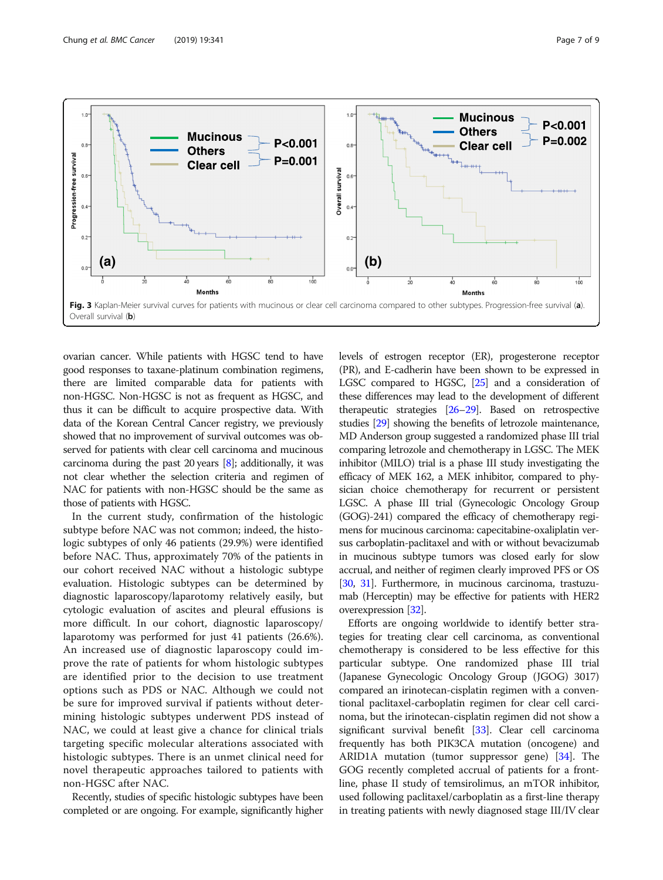Fig. 3 Kaplan-Meier survival curves for patients with mucinous or clear cell carcinoma compared to other subtypes. Progression-free survival (**a**). Overall survival (**b**)

ovarian cancer. While patients with HGSC tend to have good responses to taxane-platinum combination regimens, there are limited comparable data for patients with non-HGSC. Non-HGSC is not as frequent as HGSC, and thus it can be difficult to acquire prospective data. With data of the Korean Central Cancer registry, we previously showed that no improvement of survival outcomes was observed for patients with clear cell carcinoma and mucinous carcinoma during the past 20 years [8]; additionally, it was not clear whether the selection criteria and regimen of NAC for patients with non-HGSC should be the same as those of patients with HGSC.

In the current study, confirmation of the histologic subtype before NAC was not common; indeed, the histologic subtypes of only 46 patients (29.9%) were identified before NAC. Thus, approximately 70% of the patients in our cohort received NAC without a histologic subtype evaluation. Histologic subtypes can be determined by diagnostic laparoscopy/laparotomy relatively easily, but cytologic evaluation of ascites and pleural effusions is more difficult. In our cohort, diagnostic laparoscopy/laparotomy was performed for just 41 patients (26.6%). An increased use of diagnostic laparoscopy could improve the rate of patients for whom histologic subtypes are identified prior to the decision to use treatment options such as PDS or NAC. Although we could not be sure for improved survival if patients without determining histologic subtypes underwent PDS instead of NAC, we could at least give a chance for clinical trials targeting specific molecular alterations associated with histologic subtypes. There is an unmet clinical need for novel therapeutic approaches tailored to patients with non-HGSC after NAC.

Recently, studies of specific histologic subtypes have been completed or are ongoing. For example, significantly higher levels of estrogen receptor (ER), progesterone receptor (PR), and E-cadherin have been shown to be expressed in LGSC compared to HGSC, [25] and a consideration of these differences may lead to the development of different therapeutic strategies [26–29]. Based on retrospective studies [29] showing the benefits of letrozole maintenance, MD Anderson group suggested a randomized phase III trial comparing letrozole and chemotherapy in LGSC. The MEK inhibitor (MILO) trial is a phase III study investigating the efficacy of MEK 162, a MEK inhibitor, compared to physician choice chemotherapy for recurrent or persistent LGSC. A phase III trial (Gynecologic Oncology Group (GOG)-241) compared the efficacy of chemotherapy regimens for mucinous carcinoma: capecitabine-oxaliplatin versus carboplatin-paclitaxel and with or without bevacizumab in mucinous subtype tumors was closed early for slow accrual, and neither of regimen clearly improved PFS or OS [30, 31]. Furthermore, in mucinous carcinoma, trastuzumab (Herceptin) may be effective for patients with HER2 overexpression [32].

Efforts are ongoing worldwide to identify better strategies for treating clear cell carcinoma, as conventional chemotherapy is considered to be less effective for this particular subtype. One randomized phase III trial (Japanese Gynecologic Oncology Group (JGOG) 3017) compared an irinotecan-cisplatin regimen with a conventional paclitaxel-carboplatin regimen for clear cell carcinoma, but the irinotecan-cisplatin regimen did not show a significant survival benefit [33]. Clear cell carcinoma frequently has both PIK3CA mutation (oncogene) and ARID1A mutation (tumor suppressor gene) [34]. The GOG recently completed accrual of patients for a front-line, phase II study of temsirolimus, an mTOR inhibitor, used following paclitaxel/carboplatin as a first-line therapy in treating patients with newly diagnosed stage III/IV clear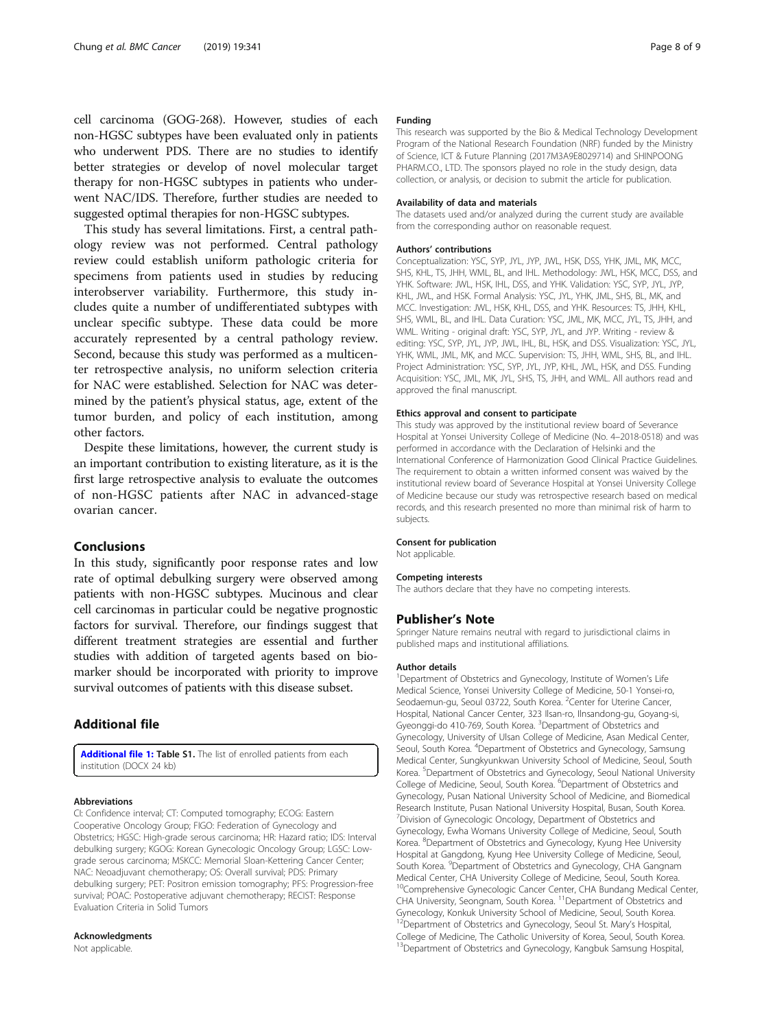cell carcinoma (GOG-268). However, studies of each non-HGSC subtypes have been evaluated only in patients who underwent PDS. There are no studies to identify better strategies or develop of novel molecular target therapy for non-HGSC subtypes in patients who underwent NAC/IDS. Therefore, further studies are needed to suggested optimal therapies for non-HGSC subtypes.

This study has several limitations. First, a central pathology review was not performed. Central pathology review could establish uniform pathologic criteria for specimens from patients used in studies by reducing interobserver variability. Furthermore, this study includes quite a number of undifferentiated subtypes with unclear specific subtype. These data could be more accurately represented by a central pathology review. Second, because this study was performed as a multicenter retrospective analysis, no uniform selection criteria for NAC were established. Selection for NAC was determined by the patient's physical status, age, extent of the tumor burden, and policy of each institution, among other factors.

Despite these limitations, however, the current study is an important contribution to existing literature, as it is the first large retrospective analysis to evaluate the outcomes of non-HGSC patients after NAC in advanced-stage ovarian cancer.

## Conclusions

In this study, significantly poor response rates and low rate of optimal debulking surgery were observed among patients with non-HGSC subtypes. Mucinous and clear cell carcinomas in particular could be negative prognostic factors for survival. Therefore, our findings suggest that different treatment strategies are essential and further studies with addition of targeted agents based on biomarker should be incorporated with priority to improve survival outcomes of patients with this disease subset.

## Additional file

**Additional file 1: Table S1.** The list of enrolled patients from each institution (DOCX 24 kb)

#### Abbreviations

CI: Confidence interval; CT: Computed tomography; ECOG: Eastern Cooperative Oncology Group; FIGO: Federation of Gynecology and Obstetrics; HGSC: High-grade serous carcinoma; HR: Hazard ratio; IDS: Interval debulking surgery; KGOG: Korean Gynecologic Oncology Group; LGSC: Low-grade serous carcinoma; MSKCC: Memorial Sloan-Kettering Cancer Center; NAC: Neoadjuvant chemotherapy; OS: Overall survival; PDS: Primary debulking surgery; PET: Positron emission tomography; PFS: Progression-free survival; POAC: Postoperative adjuvant chemotherapy; RECIST: Response Evaluation Criteria in Solid Tumors

#### Acknowledgments

Not applicable.

#### Funding

This research was supported by the Bio & Medical Technology Development Program of the National Research Foundation (NRF) funded by the Ministry of Science, ICT & Future Planning (2017M3A9E8029714) and SHINPOONG PHARM.CO., LTD. The sponsors played no role in the study design, data collection, or analysis, or decision to submit the article for publication.

#### Availability of data and materials

The datasets used and/or analyzed during the current study are available from the corresponding author on reasonable request.

#### Authors' contributions

Conceptualization: YSC, SYP, JYL, JYP, JWL, HSK, DSS, YHK, JML, MK, MCC, SHS, KHL, TS, JHH, WML, BL, and IHL. Methodology: JWL, HSK, MCC, DSS, and YHK. Software: JWL, HSK, IHL, DSS, and YHK. Validation: YSC, SYP, JYL, JYP, KHL, JWL, and HSK. Formal Analysis: YSC, JYL, YHK, JML, SHS, BL, MK, and MCC. Investigation: JWL, HSK, KHL, DSS, and YHK. Resources: TS, JHH, KHL, SHS, WML, BL, and IHL. Data Curation: YSC, JML, MK, MCC, JYL, TS, JHH, and WML. Writing - original draft: YSC, SYP, JYL, and JYP. Writing - review & editing: YSC, SYP, JYL, JYP, JWL, IHL, BL, HSK, and DSS. Visualization: YSC, JYL, YHK, WML, JML, MK, and MCC. Supervision: TS, JHH, WML, SHS, BL, and IHL. Project Administration: YSC, SYP, JYL, JYP, KHL, JWL, HSK, and DSS. Funding Acquisition: YSC, JML, MK, JYL, SHS, TS, JHH, and WML. All authors read and approved the final manuscript.

#### Ethics approval and consent to participate

This study was approved by the institutional review board of Severance Hospital at Yonsei University College of Medicine (No. 4–2018-0518) and was performed in accordance with the Declaration of Helsinki and the International Conference of Harmonization Good Clinical Practice Guidelines. The requirement to obtain a written informed consent was waived by the institutional review board of Severance Hospital at Yonsei University College of Medicine because our study was retrospective research based on medical records, and this research presented no more than minimal risk of harm to subjects.

#### Consent for publication

Not applicable.

#### Competing interests

The authors declare that they have no competing interests.

## Publisher's Note

Springer Nature remains neutral with regard to jurisdictional claims in published maps and institutional affiliations.

#### Author details

[1]Department of Obstetrics and Gynecology, Institute of Women's Life Medical Science, Yonsei University College of Medicine, 50-1 Yonsei-ro, Seodaemun-gu, Seoul 03722, South Korea. [2]Center for Uterine Cancer, Hospital, National Cancer Center, 323 Ilsan-ro, Ilnsandong-gu, Goyang-si, Gyeonggi-do 410-769, South Korea. [3]Department of Obstetrics and Gynecology, University of Ulsan College of Medicine, Asan Medical Center, Seoul, South Korea. [4]Department of Obstetrics and Gynecology, Samsung Medical Center, Sungkyunkwan University School of Medicine, Seoul, South Korea. [5]Department of Obstetrics and Gynecology, Seoul National University College of Medicine, Seoul, South Korea. [6]Department of Obstetrics and Gynecology, Pusan National University School of Medicine, and Biomedical Research Institute, Pusan National University Hospital, Busan, South Korea. [7]Division of Gynecologic Oncology, Department of Obstetrics and Gynecology, Ewha Womans University College of Medicine, Seoul, South Korea. [8]Department of Obstetrics and Gynecology, Kyung Hee University Hospital at Gangdong, Kyung Hee University College of Medicine, Seoul, South Korea. [9]Department of Obstetrics and Gynecology, CHA Gangnam Medical Center, CHA University College of Medicine, Seoul, South Korea. [10]Comprehensive Gynecologic Cancer Center, CHA Bundang Medical Center, CHA University, Seongnam, South Korea. [11]Department of Obstetrics and Gynecology, Konkuk University School of Medicine, Seoul, South Korea. [12]Department of Obstetrics and Gynecology, Seoul St. Mary's Hospital, College of Medicine, The Catholic University of Korea, Seoul, South Korea. [13]Department of Obstetrics and Gynecology, Kangbuk Samsung Hospital,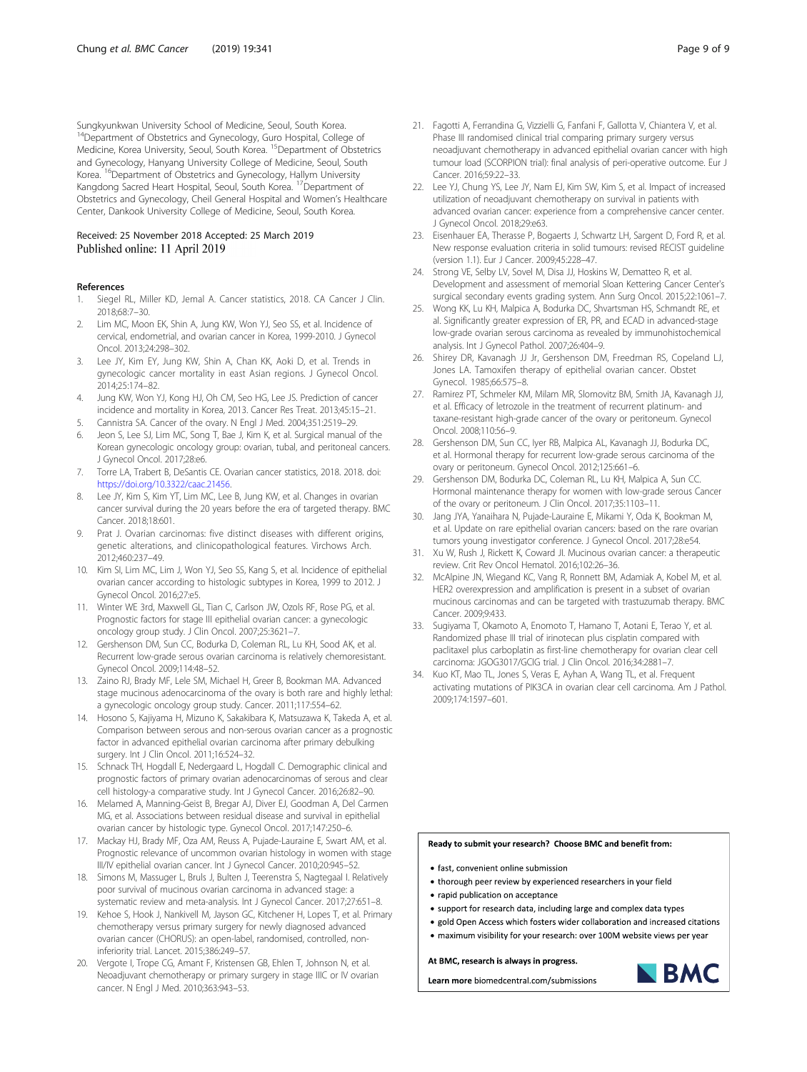Sungkyunkwan University School of Medicine, Seoul, South Korea. [14]Department of Obstetrics and Gynecology, Guro Hospital, College of Medicine, Korea University, Seoul, South Korea. [15]Department of Obstetrics and Gynecology, Hanyang University College of Medicine, Seoul, South Korea. [16]Department of Obstetrics and Gynecology, Hallym University Kangdong Sacred Heart Hospital, Seoul, South Korea. [17]Department of Obstetrics and Gynecology, Cheil General Hospital and Women's Healthcare Center, Dankook University College of Medicine, Seoul, South Korea.

Received: 25 November 2018 Accepted: 25 March 2019
Published online: 11 April 2019

## References

1. Siegel RL, Miller KD, Jemal A. Cancer statistics, 2018. CA Cancer J Clin. 2018;68:7–30.
2. Lim MC, Moon EK, Shin A, Jung KW, Won YJ, Seo SS, et al. Incidence of cervical, endometrial, and ovarian cancer in Korea, 1999-2010. J Gynecol Oncol. 2013;24:298–302.
3. Lee JY, Kim EY, Jung KW, Shin A, Chan KK, Aoki D, et al. Trends in gynecologic cancer mortality in east Asian regions. J Gynecol Oncol. 2014;25:174–82.
4. Jung KW, Won YJ, Kong HJ, Oh CM, Seo HG, Lee JS. Prediction of cancer incidence and mortality in Korea, 2013. Cancer Res Treat. 2013;45:15–21.
5. Cannistra SA. Cancer of the ovary. N Engl J Med. 2004;351:2519–29.
6. Jeon S, Lee SJ, Lim MC, Song T, Bae J, Kim K, et al. Surgical manual of the Korean gynecologic oncology group: ovarian, tubal, and peritoneal cancers. J Gynecol Oncol. 2017;28:e6.
7. Torre LA, Trabert B, DeSantis CE. Ovarian cancer statistics, 2018. 2018. doi: https://doi.org/10.3322/caac.21456.
8. Lee JY, Kim S, Kim YT, Lim MC, Lee B, Jung KW, et al. Changes in ovarian cancer survival during the 20 years before the era of targeted therapy. BMC Cancer. 2018;18:601.
9. Prat J. Ovarian carcinomas: five distinct diseases with different origins, genetic alterations, and clinicopathological features. Virchows Arch. 2012;460:237–49.
10. Kim SI, Lim MC, Lim J, Won YJ, Seo SS, Kang S, et al. Incidence of epithelial ovarian cancer according to histologic subtypes in Korea, 1999 to 2012. J Gynecol Oncol. 2016;27:e5.
11. Winter WE 3rd, Maxwell GL, Tian C, Carlson JW, Ozols RF, Rose PG, et al. Prognostic factors for stage III epithelial ovarian cancer: a gynecologic oncology group study. J Clin Oncol. 2007;25:3621–7.
12. Gershenson DM, Sun CC, Bodurka D, Coleman RL, Lu KH, Sood AK, et al. Recurrent low-grade serous ovarian carcinoma is relatively chemoresistant. Gynecol Oncol. 2009;114:48–52.
13. Zaino RJ, Brady MF, Lele SM, Michael H, Greer B, Bookman MA. Advanced stage mucinous adenocarcinoma of the ovary is both rare and highly lethal: a gynecologic oncology group study. Cancer. 2011;117:554–62.
14. Hosono S, Kajiyama H, Mizuno K, Sakakibara K, Matsuzawa K, Takeda A, et al. Comparison between serous and non-serous ovarian cancer as a prognostic factor in advanced epithelial ovarian carcinoma after primary debulking surgery. Int J Clin Oncol. 2011;16:524–32.
15. Schnack TH, Hogdall E, Nedergaard L, Hogdall C. Demographic clinical and prognostic factors of primary ovarian adenocarcinomas of serous and clear cell histology-a comparative study. Int J Gynecol Cancer. 2016;26:82–90.
16. Melamed A, Manning-Geist B, Bregar AJ, Diver EJ, Goodman A, Del Carmen MG, et al. Associations between residual disease and survival in epithelial ovarian cancer by histologic type. Gynecol Oncol. 2017;147:250–6.
17. Mackay HJ, Brady MF, Oza AM, Reuss A, Pujade-Lauraine E, Swart AM, et al. Prognostic relevance of uncommon ovarian histology in women with stage III/IV epithelial ovarian cancer. Int J Gynecol Cancer. 2010;20:945–52.
18. Simons M, Massuger L, Bruls J, Bulten J, Teerenstra S, Nagtegaal I. Relatively poor survival of mucinous ovarian carcinoma in advanced stage: a systematic review and meta-analysis. Int J Gynecol Cancer. 2017;27:651–8.
19. Kehoe S, Hook J, Nankivell M, Jayson GC, Kitchener H, Lopes T, et al. Primary chemotherapy versus primary surgery for newly diagnosed advanced ovarian cancer (CHORUS): an open-label, randomised, controlled, non-inferiority trial. Lancet. 2015;386:249–57.
20. Vergote I, Trope CG, Amant F, Kristensen GB, Ehlen T, Johnson N, et al. Neoadjuvant chemotherapy or primary surgery in stage IIIC or IV ovarian cancer. N Engl J Med. 2010;363:943–53.
21. Fagotti A, Ferrandina G, Vizzielli G, Fanfani F, Gallotta V, Chiantera V, et al. Phase III randomised clinical trial comparing primary surgery versus neoadjuvant chemotherapy in advanced epithelial ovarian cancer with high tumour load (SCORPION trial): final analysis of peri-operative outcome. Eur J Cancer. 2016;59:22–33.
22. Lee YJ, Chung YS, Lee JY, Nam EJ, Kim SW, Kim S, et al. Impact of increased utilization of neoadjuvant chemotherapy on survival in patients with advanced ovarian cancer: experience from a comprehensive cancer center. J Gynecol Oncol. 2018;29:e63.
23. Eisenhauer EA, Therasse P, Bogaerts J, Schwartz LH, Sargent D, Ford R, et al. New response evaluation criteria in solid tumours: revised RECIST guideline (version 1.1). Eur J Cancer. 2009;45:228–47.
24. Strong VE, Selby LV, Sovel M, Disa JJ, Hoskins W, Dematteo R, et al. Development and assessment of memorial Sloan Kettering Cancer Center's surgical secondary events grading system. Ann Surg Oncol. 2015;22:1061–7.
25. Wong KK, Lu KH, Malpica A, Bodurka DC, Shvartsman HS, Schmandt RE, et al. Significantly greater expression of ER, PR, and ECAD in advanced-stage low-grade ovarian serous carcinoma as revealed by immunohistochemical analysis. Int J Gynecol Pathol. 2007;26:404–9.
26. Shirey DR, Kavanagh JJ Jr, Gershenson DM, Freedman RS, Copeland LJ, Jones LA. Tamoxifen therapy of epithelial ovarian cancer. Obstet Gynecol. 1985;66:575–8.
27. Ramirez PT, Schmeler KM, Milam MR, Slomovitz BM, Smith JA, Kavanagh JJ, et al. Efficacy of letrozole in the treatment of recurrent platinum- and taxane-resistant high-grade cancer of the ovary or peritoneum. Gynecol Oncol. 2008;110:56–9.
28. Gershenson DM, Sun CC, Iyer RB, Malpica AL, Kavanagh JJ, Bodurka DC, et al. Hormonal therapy for recurrent low-grade serous carcinoma of the ovary or peritoneum. Gynecol Oncol. 2012;125:661–6.
29. Gershenson DM, Bodurka DC, Coleman RL, Lu KH, Malpica A, Sun CC. Hormonal maintenance therapy for women with low-grade serous Cancer of the ovary or peritoneum. J Clin Oncol. 2017;35:1103–11.
30. Jang JYA, Yanaihara N, Pujade-Lauraine E, Mikami Y, Oda K, Bookman M, et al. Update on rare epithelial ovarian cancers: based on the rare ovarian tumors young investigator conference. J Gynecol Oncol. 2017;28:e54.
31. Xu W, Rush J, Rickett K, Coward JI. Mucinous ovarian cancer: a therapeutic review. Crit Rev Oncol Hematol. 2016;102:26–36.
32. McAlpine JN, Wiegand KC, Vang R, Ronnett BM, Adamiak A, Kobel M, et al. HER2 overexpression and amplification is present in a subset of ovarian mucinous carcinomas and can be targeted with trastuzumab therapy. BMC Cancer. 2009;9:433.
33. Sugiyama T, Okamoto A, Enomoto T, Hamano T, Aotani E, Terao Y, et al. Randomized phase III trial of irinotecan plus cisplatin compared with paclitaxel plus carboplatin as first-line chemotherapy for ovarian clear cell carcinoma: JGOG3017/GCIG trial. J Clin Oncol. 2016;34:2881–7.
34. Kuo KT, Mao TL, Jones S, Veras E, Ayhan A, Wang TL, et al. Frequent activating mutations of PIK3CA in ovarian clear cell carcinoma. Am J Pathol. 2009;174:1597–601.

**Ready to submit your research? Choose BMC and benefit from:**

- fast, convenient online submission
- thorough peer review by experienced researchers in your field
- rapid publication on acceptance
- support for research data, including large and complex data types
- gold Open Access which fosters wider collaboration and increased citations
- maximum visibility for your research: over 100M website views per year

**At BMC, research is always in progress.**

**Learn more** biomedcentral.com/submissions

BMC